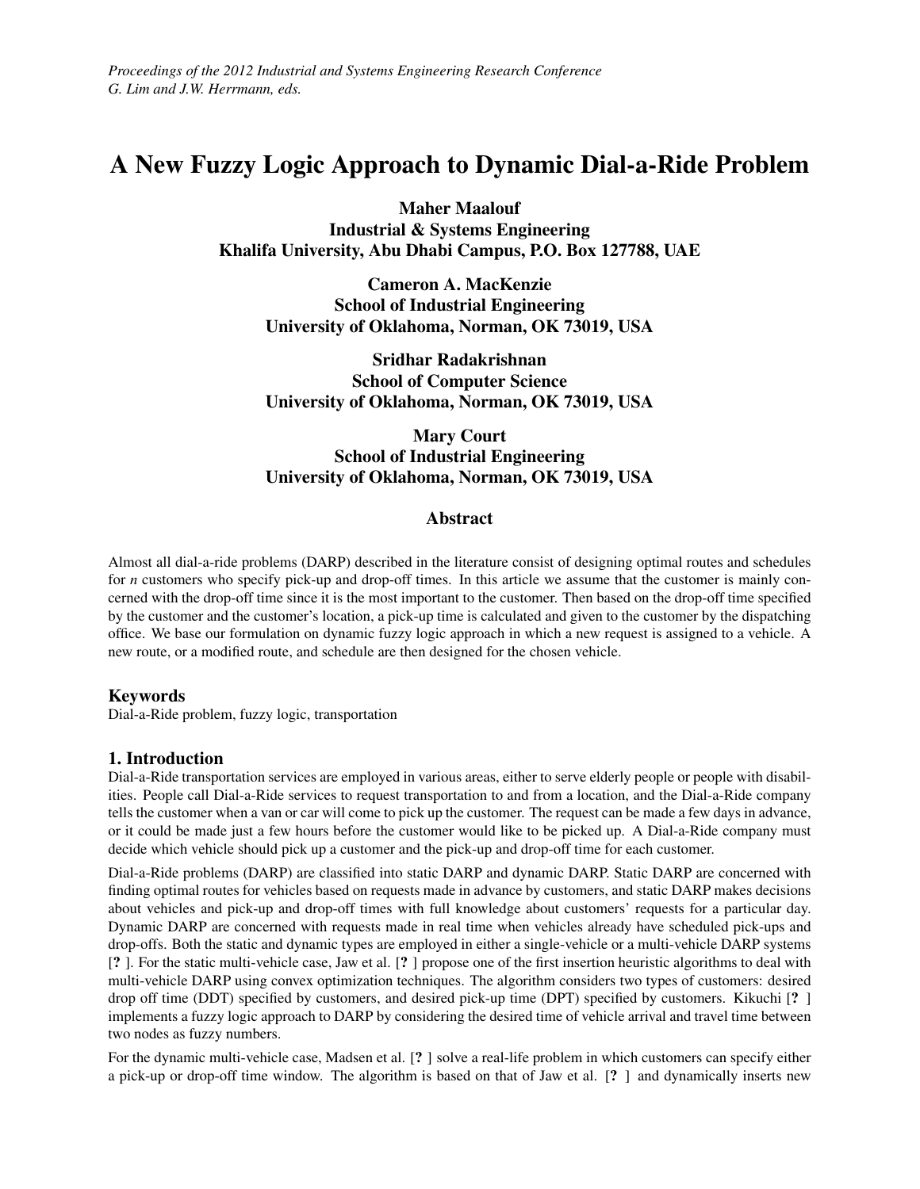*Proceedings of the 2012 Industrial and Systems Engineering Research Conference*
*G. Lim and J.W. Herrmann, eds.*

# A New Fuzzy Logic Approach to Dynamic Dial-a-Ride Problem

**Maher Maalouf**
**Industrial & Systems Engineering**
**Khalifa University, Abu Dhabi Campus, P.O. Box 127788, UAE**

**Cameron A. MacKenzie**
**School of Industrial Engineering**
**University of Oklahoma, Norman, OK 73019, USA**

**Sridhar Radakrishnan**
**School of Computer Science**
**University of Oklahoma, Norman, OK 73019, USA**

**Mary Court**
**School of Industrial Engineering**
**University of Oklahoma, Norman, OK 73019, USA**

## Abstract

Almost all dial-a-ride problems (DARP) described in the literature consist of designing optimal routes and schedules for *n* customers who specify pick-up and drop-off times. In this article we assume that the customer is mainly concerned with the drop-off time since it is the most important to the customer. Then based on the drop-off time specified by the customer and the customer's location, a pick-up time is calculated and given to the customer by the dispatching office. We base our formulation on dynamic fuzzy logic approach in which a new request is assigned to a vehicle. A new route, or a modified route, and schedule are then designed for the chosen vehicle.

### Keywords

Dial-a-Ride problem, fuzzy logic, transportation

## 1. Introduction

Dial-a-Ride transportation services are employed in various areas, either to serve elderly people or people with disabilities. People call Dial-a-Ride services to request transportation to and from a location, and the Dial-a-Ride company tells the customer when a van or car will come to pick up the customer. The request can be made a few days in advance, or it could be made just a few hours before the customer would like to be picked up. A Dial-a-Ride company must decide which vehicle should pick up a customer and the pick-up and drop-off time for each customer.

Dial-a-Ride problems (DARP) are classified into static DARP and dynamic DARP. Static DARP are concerned with finding optimal routes for vehicles based on requests made in advance by customers, and static DARP makes decisions about vehicles and pick-up and drop-off times with full knowledge about customers' requests for a particular day. Dynamic DARP are concerned with requests made in real time when vehicles already have scheduled pick-ups and drop-offs. Both the static and dynamic types are employed in either a single-vehicle or a multi-vehicle DARP systems [**?** ]. For the static multi-vehicle case, Jaw et al. [**?** ] propose one of the first insertion heuristic algorithms to deal with multi-vehicle DARP using convex optimization techniques. The algorithm considers two types of customers: desired drop off time (DDT) specified by customers, and desired pick-up time (DPT) specified by customers. Kikuchi [**?** ] implements a fuzzy logic approach to DARP by considering the desired time of vehicle arrival and travel time between two nodes as fuzzy numbers.

For the dynamic multi-vehicle case, Madsen et al. [**?** ] solve a real-life problem in which customers can specify either a pick-up or drop-off time window. The algorithm is based on that of Jaw et al. [**?** ] and dynamically inserts new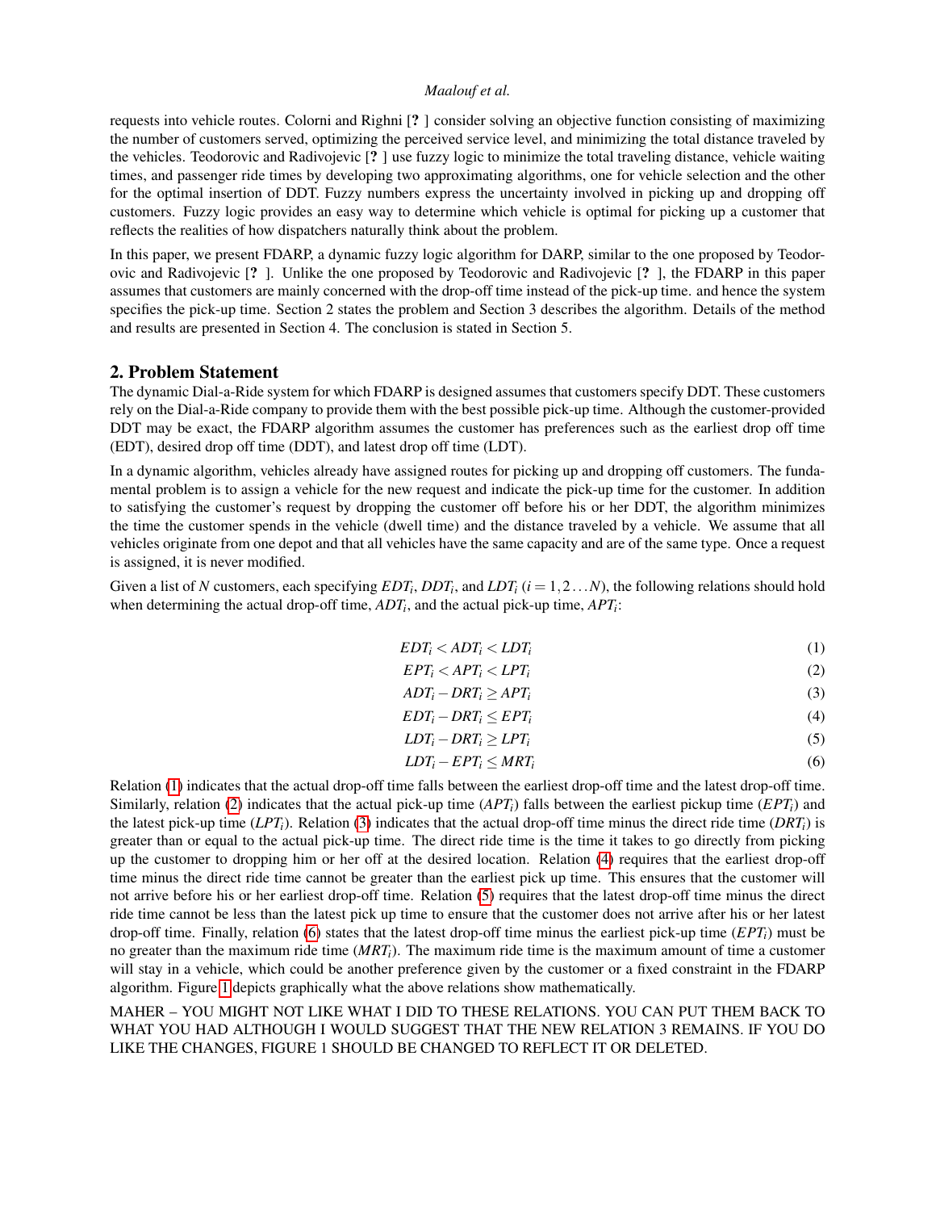requests into vehicle routes. Colorni and Righni [? ] consider solving an objective function consisting of maximizing the number of customers served, optimizing the perceived service level, and minimizing the total distance traveled by the vehicles. Teodorovic and Radivojevic [? ] use fuzzy logic to minimize the total traveling distance, vehicle waiting times, and passenger ride times by developing two approximating algorithms, one for vehicle selection and the other for the optimal insertion of DDT. Fuzzy numbers express the uncertainty involved in picking up and dropping off customers. Fuzzy logic provides an easy way to determine which vehicle is optimal for picking up a customer that reflects the realities of how dispatchers naturally think about the problem.

In this paper, we present FDARP, a dynamic fuzzy logic algorithm for DARP, similar to the one proposed by Teodorovic and Radivojevic [? ]. Unlike the one proposed by Teodorovic and Radivojevic [? ], the FDARP in this paper assumes that customers are mainly concerned with the drop-off time instead of the pick-up time. and hence the system specifies the pick-up time. Section 2 states the problem and Section 3 describes the algorithm. Details of the method and results are presented in Section 4. The conclusion is stated in Section 5.

## 2. Problem Statement

The dynamic Dial-a-Ride system for which FDARP is designed assumes that customers specify DDT. These customers rely on the Dial-a-Ride company to provide them with the best possible pick-up time. Although the customer-provided DDT may be exact, the FDARP algorithm assumes the customer has preferences such as the earliest drop off time (EDT), desired drop off time (DDT), and latest drop off time (LDT).

In a dynamic algorithm, vehicles already have assigned routes for picking up and dropping off customers. The fundamental problem is to assign a vehicle for the new request and indicate the pick-up time for the customer. In addition to satisfying the customer's request by dropping the customer off before his or her DDT, the algorithm minimizes the time the customer spends in the vehicle (dwell time) and the distance traveled by a vehicle. We assume that all vehicles originate from one depot and that all vehicles have the same capacity and are of the same type. Once a request is assigned, it is never modified.

Given a list of $N$ customers, each specifying $EDT_i$, $DDT_i$, and $LDT_i$ ($i = 1, 2 \ldots N$), the following relations should hold when determining the actual drop-off time, $ADT_i$, and the actual pick-up time, $APT_i$:

$$EDT_i < ADT_i < LDT_i \tag{1}$$

$$EPT_i < APT_i < LPT_i \tag{2}$$

$$ADT_i - DRT_i \geq APT_i \tag{3}$$

$$EDT_i - DRT_i \leq EPT_i \tag{4}$$

$$LDT_i - DRT_i \geq LPT_i \tag{5}$$

$$LDT_i - EPT_i \leq MRT_i \tag{6}$$

Relation (1) indicates that the actual drop-off time falls between the earliest drop-off time and the latest drop-off time. Similarly, relation (2) indicates that the actual pick-up time ($APT_i$) falls between the earliest pickup time ($EPT_i$) and the latest pick-up time ($LPT_i$). Relation (3) indicates that the actual drop-off time minus the direct ride time ($DRT_i$) is greater than or equal to the actual pick-up time. The direct ride time is the time it takes to go directly from picking up the customer to dropping him or her off at the desired location. Relation (4) requires that the earliest drop-off time minus the direct ride time cannot be greater than the earliest pick up time. This ensures that the customer will not arrive before his or her earliest drop-off time. Relation (5) requires that the latest drop-off time minus the direct ride time cannot be less than the latest pick up time to ensure that the customer does not arrive after his or her latest drop-off time. Finally, relation (6) states that the latest drop-off time minus the earliest pick-up time ($EPT_i$) must be no greater than the maximum ride time ($MRT_i$). The maximum ride time is the maximum amount of time a customer will stay in a vehicle, which could be another preference given by the customer or a fixed constraint in the FDARP algorithm. Figure 1 depicts graphically what the above relations show mathematically.

MAHER – YOU MIGHT NOT LIKE WHAT I DID TO THESE RELATIONS. YOU CAN PUT THEM BACK TO WHAT YOU HAD ALTHOUGH I WOULD SUGGEST THAT THE NEW RELATION 3 REMAINS. IF YOU DO LIKE THE CHANGES, FIGURE 1 SHOULD BE CHANGED TO REFLECT IT OR DELETED.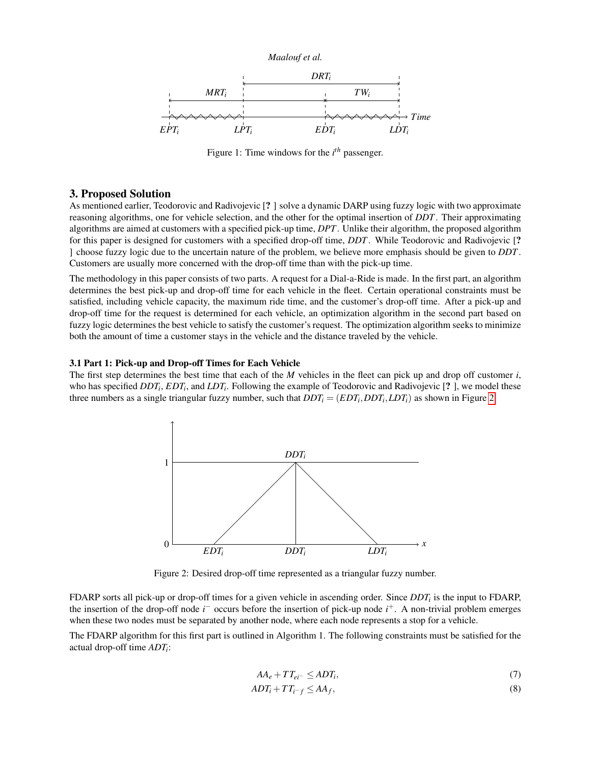Figure 1: Time windows for the $i^{th}$ passenger.

## 3. Proposed Solution

As mentioned earlier, Teodorovic and Radivojevic [? ] solve a dynamic DARP using fuzzy logic with two approximate reasoning algorithms, one for vehicle selection, and the other for the optimal insertion of $DDT$. Their approximating algorithms are aimed at customers with a specified pick-up time, $DPT$. Unlike their algorithm, the proposed algorithm for this paper is designed for customers with a specified drop-off time, $DDT$. While Teodorovic and Radivojevic [? ] choose fuzzy logic due to the uncertain nature of the problem, we believe more emphasis should be given to $DDT$. Customers are usually more concerned with the drop-off time than with the pick-up time.

The methodology in this paper consists of two parts. A request for a Dial-a-Ride is made. In the first part, an algorithm determines the best pick-up and drop-off time for each vehicle in the fleet. Certain operational constraints must be satisfied, including vehicle capacity, the maximum ride time, and the customer's drop-off time. After a pick-up and drop-off time for the request is determined for each vehicle, an optimization algorithm in the second part based on fuzzy logic determines the best vehicle to satisfy the customer's request. The optimization algorithm seeks to minimize both the amount of time a customer stays in the vehicle and the distance traveled by the vehicle.

### 3.1 Part 1: Pick-up and Drop-off Times for Each Vehicle

The first step determines the best time that each of the $M$ vehicles in the fleet can pick up and drop off customer $i$, who has specified $DDT_i$, $EDT_i$, and $LDT_i$. Following the example of Teodorovic and Radivojevic [? ], we model these three numbers as a single triangular fuzzy number, such that $DDT_i = (EDT_i, DDT_i, LDT_i)$ as shown in Figure 2.

Figure 2: Desired drop-off time represented as a triangular fuzzy number.

FDARP sorts all pick-up or drop-off times for a given vehicle in ascending order. Since $DDT_i$ is the input to FDARP, the insertion of the drop-off node $i^-$ occurs before the insertion of pick-up node $i^+$. A non-trivial problem emerges when these two nodes must be separated by another node, where each node represents a stop for a vehicle.

The FDARP algorithm for this first part is outlined in Algorithm 1. The following constraints must be satisfied for the actual drop-off time $ADT_i$:

$$AA_e + TT_{ei^-} \leq ADT_i, \tag{7}$$

$$ADT_i + TT_{i^-f} \leq AA_f, \tag{8}$$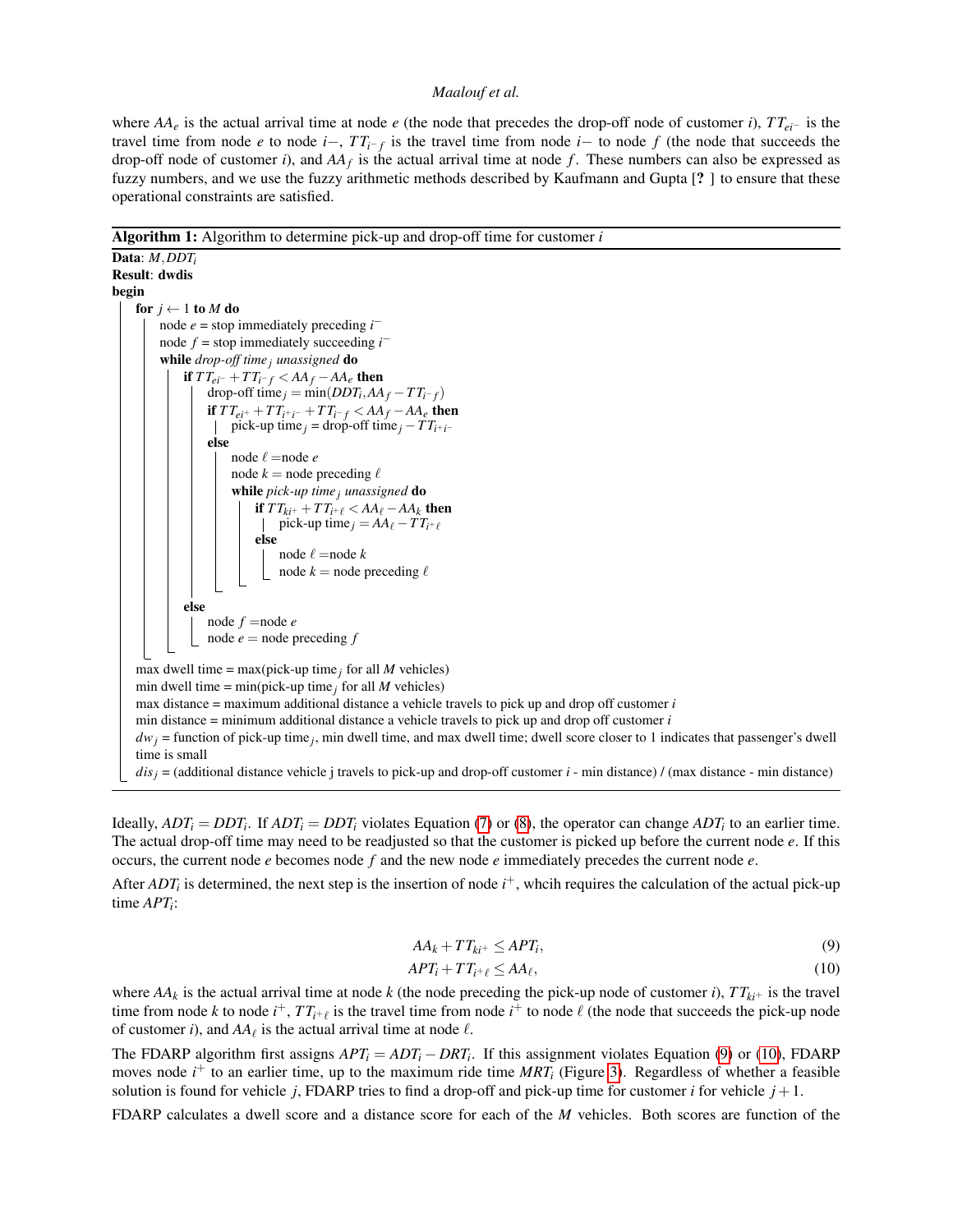where $AA_e$ is the actual arrival time at node $e$ (the node that precedes the drop-off node of customer $i$), $TT_{ei^-}$ is the travel time from node $e$ to node $i-$, $TT_{i^-f}$ is the travel time from node $i-$ to node $f$ (the node that succeeds the drop-off node of customer $i$), and $AA_f$ is the actual arrival time at node $f$. These numbers can also be expressed as fuzzy numbers, and we use the fuzzy arithmetic methods described by Kaufmann and Gupta [? ] to ensure that these operational constraints are satisfied.

**Algorithm 1:** Algorithm to determine pick-up and drop-off time for customer $i$

```
Data: M, DDT_i
Result: dwdis
begin
    for j ← 1 to M do
        node e = stop immediately preceding i⁻
        node f = stop immediately succeeding i⁻
        while drop-off time_j unassigned do
            if TT_{ei⁻} + TT_{i⁻f} < AA_f − AA_e then
                drop-off time_j = min(DDT_i, AA_f − TT_{i⁻f})
                if TT_{ei⁺} + TT_{i⁺i⁻} + TT_{i⁻f} < AA_f − AA_e then
                    pick-up time_j = drop-off time_j − TT_{i⁺i⁻}
                else
                    node ℓ = node e
                    node k = node preceding ℓ
                    while pick-up time_j unassigned do
                        if TT_{ki⁺} + TT_{i⁺ℓ} < AA_ℓ − AA_k then
                            pick-up time_j = AA_ℓ − TT_{i⁺ℓ}
                        else
                            node ℓ = node k
                            node k = node preceding ℓ
            else
                node f = node e
                node e = node preceding f
    max dwell time = max(pick-up time_j for all M vehicles)
    min dwell time = min(pick-up time_j for all M vehicles)
    max distance = maximum additional distance a vehicle travels to pick up and drop off customer i
    min distance = minimum additional distance a vehicle travels to pick up and drop off customer i
    dw_j = function of pick-up time_j, min dwell time, and max dwell time; dwell score closer to 1 indicates that passenger's dwell time is small
    dis_j = (additional distance vehicle j travels to pick-up and drop-off customer i - min distance) / (max distance - min distance)
```

Ideally, $ADT_i = DDT_i$. If $ADT_i = DDT_i$ violates Equation (7) or (8), the operator can change $ADT_i$ to an earlier time. The actual drop-off time may need to be readjusted so that the customer is picked up before the current node $e$. If this occurs, the current node $e$ becomes node $f$ and the new node $e$ immediately precedes the current node $e$.

After $ADT_i$ is determined, the next step is the insertion of node $i^+$, whcih requires the calculation of the actual pick-up time $APT_i$:

$$AA_k + TT_{ki^+} \leq APT_i, \tag{9}$$

$$APT_i + TT_{i^+\ell} \leq AA_\ell, \tag{10}$$

where $AA_k$ is the actual arrival time at node $k$ (the node preceding the pick-up node of customer $i$), $TT_{ki^+}$ is the travel time from node $k$ to node $i^+$, $TT_{i^+\ell}$ is the travel time from node $i^+$ to node $\ell$ (the node that succeeds the pick-up node of customer $i$), and $AA_\ell$ is the actual arrival time at node $\ell$.

The FDARP algorithm first assigns $APT_i = ADT_i - DRT_i$. If this assignment violates Equation (9) or (10), FDARP moves node $i^+$ to an earlier time, up to the maximum ride time $MRT_i$ (Figure 3). Regardless of whether a feasible solution is found for vehicle $j$, FDARP tries to find a drop-off and pick-up time for customer $i$ for vehicle $j+1$.

FDARP calculates a dwell score and a distance score for each of the $M$ vehicles. Both scores are function of the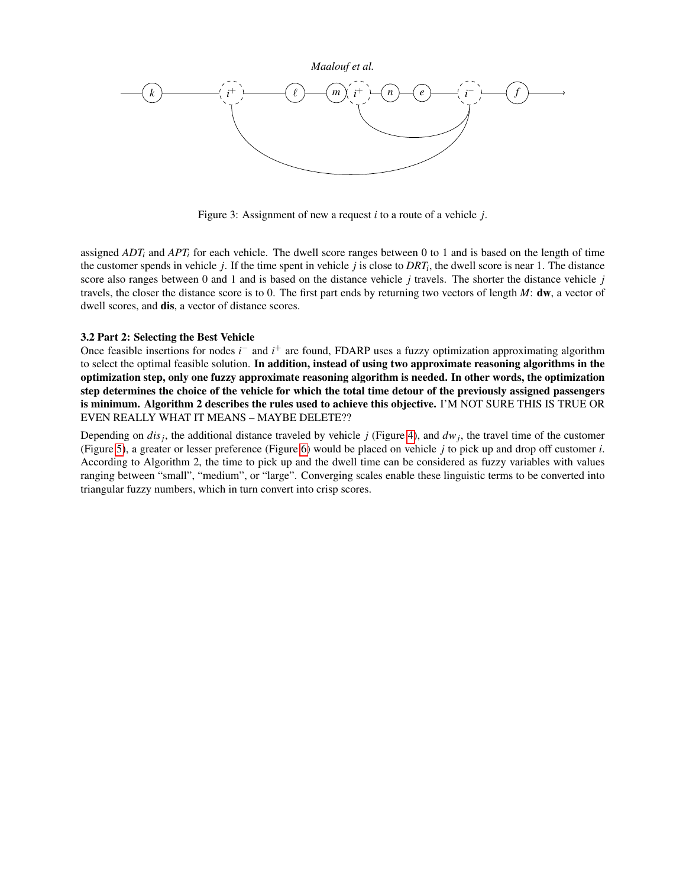Figure 3: Assignment of new a request $i$ to a route of a vehicle $j$.

assigned $ADT_i$ and $APT_i$ for each vehicle. The dwell score ranges between 0 to 1 and is based on the length of time the customer spends in vehicle $j$. If the time spent in vehicle $j$ is close to $DRT_i$, the dwell score is near 1. The distance score also ranges between 0 and 1 and is based on the distance vehicle $j$ travels. The shorter the distance vehicle $j$ travels, the closer the distance score is to 0. The first part ends by returning two vectors of length $M$: **dw**, a vector of dwell scores, and **dis**, a vector of distance scores.

### 3.2 Part 2: Selecting the Best Vehicle

Once feasible insertions for nodes $i^-$ and $i^+$ are found, FDARP uses a fuzzy optimization approximating algorithm to select the optimal feasible solution. **In addition, instead of using two approximate reasoning algorithms in the optimization step, only one fuzzy approximate reasoning algorithm is needed. In other words, the optimization step determines the choice of the vehicle for which the total time detour of the previously assigned passengers is minimum. Algorithm 2 describes the rules used to achieve this objective.** I'M NOT SURE THIS IS TRUE OR EVEN REALLY WHAT IT MEANS – MAYBE DELETE??

Depending on $dis_j$, the additional distance traveled by vehicle $j$ (Figure 4), and $dw_j$, the travel time of the customer (Figure 5), a greater or lesser preference (Figure 6) would be placed on vehicle $j$ to pick up and drop off customer $i$. According to Algorithm 2, the time to pick up and the dwell time can be considered as fuzzy variables with values ranging between "small", "medium", or "large". Converging scales enable these linguistic terms to be converted into triangular fuzzy numbers, which in turn convert into crisp scores.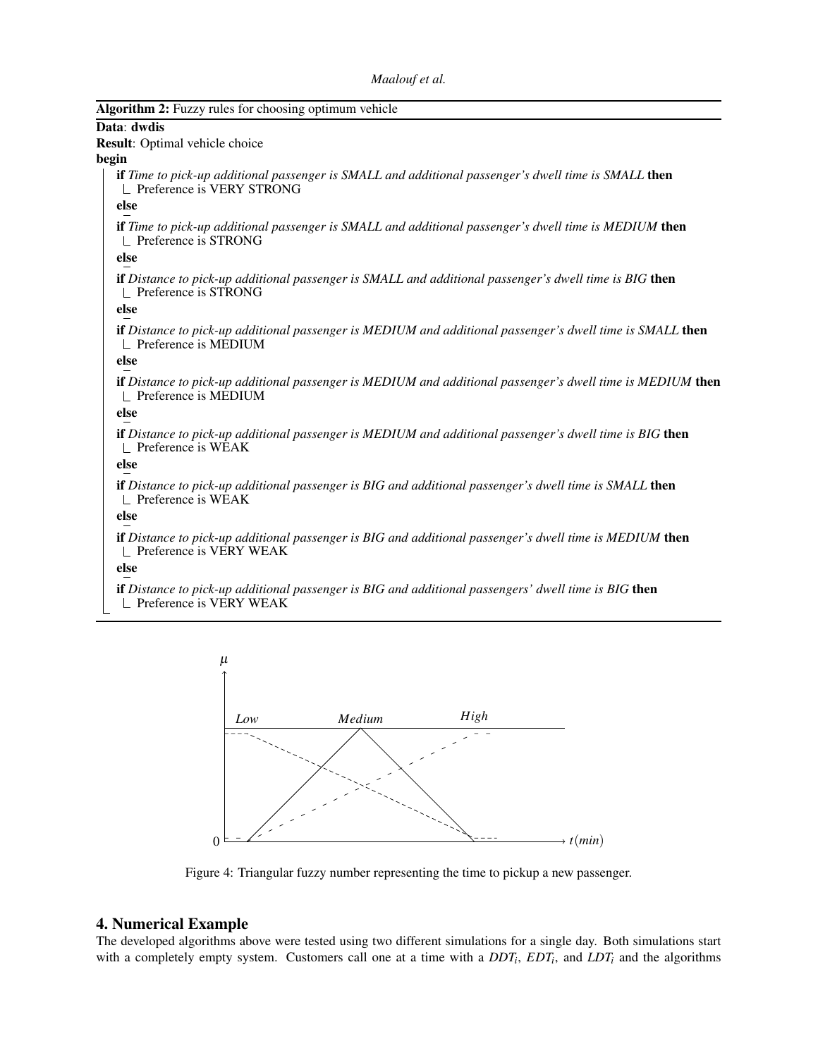**Algorithm 2:** Fuzzy rules for choosing optimum vehicle

**Data**: **dwdis**

**Result**: Optimal vehicle choice

**begin**

- **if** *Time to pick-up additional passenger is SMALL and additional passenger's dwell time is SMALL* **then**
  - Preference is VERY STRONG
- **else**
- **if** *Time to pick-up additional passenger is SMALL and additional passenger's dwell time is MEDIUM* **then**
  - Preference is STRONG
- **else**
- **if** *Distance to pick-up additional passenger is SMALL and additional passenger's dwell time is BIG* **then**
  - Preference is STRONG
- **else**
- **if** *Distance to pick-up additional passenger is MEDIUM and additional passenger's dwell time is SMALL* **then**
  - Preference is MEDIUM
- **else**
- **if** *Distance to pick-up additional passenger is MEDIUM and additional passenger's dwell time is MEDIUM* **then**
  - Preference is MEDIUM
- **else**
- **if** *Distance to pick-up additional passenger is MEDIUM and additional passenger's dwell time is BIG* **then**
  - Preference is WEAK
- **else**
- **if** *Distance to pick-up additional passenger is BIG and additional passenger's dwell time is SMALL* **then**
  - Preference is WEAK
- **else**
- **if** *Distance to pick-up additional passenger is BIG and additional passenger's dwell time is MEDIUM* **then**
  - Preference is VERY WEAK
- **else**
- **if** *Distance to pick-up additional passenger is BIG and additional passengers' dwell time is BIG* **then**
  - Preference is VERY WEAK

Figure 4: Triangular fuzzy number representing the time to pickup a new passenger.

## 4. Numerical Example

The developed algorithms above were tested using two different simulations for a single day. Both simulations start with a completely empty system. Customers call one at a time with a $DDT_i$, $EDT_i$, and $LDT_i$ and the algorithms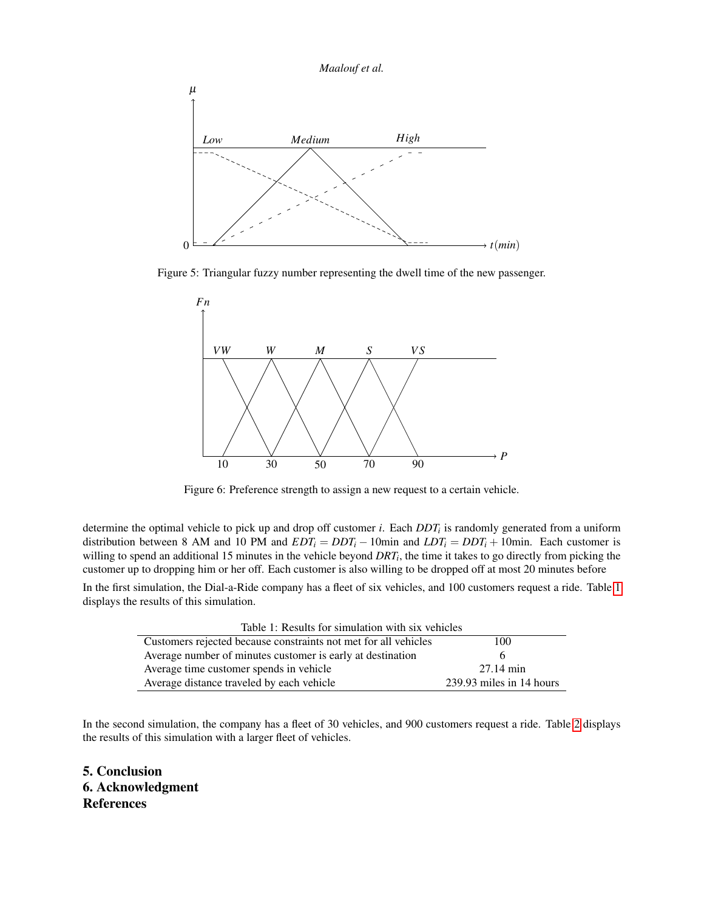Figure 5: Triangular fuzzy number representing the dwell time of the new passenger.

Figure 6: Preference strength to assign a new request to a certain vehicle.

determine the optimal vehicle to pick up and drop off customer $i$. Each $DDT_i$ is randomly generated from a uniform distribution between 8 AM and 10 PM and $EDT_i = DDT_i - 10$min and $LDT_i = DDT_i + 10$min. Each customer is willing to spend an additional 15 minutes in the vehicle beyond $DRT_i$, the time it takes to go directly from picking the customer up to dropping him or her off. Each customer is also willing to be dropped off at most 20 minutes before

In the first simulation, the Dial-a-Ride company has a fleet of six vehicles, and 100 customers request a ride. Table 1 displays the results of this simulation.

Table 1: Results for simulation with six vehicles

| | |
|---|---|
| Customers rejected because constraints not met for all vehicles | 100 |
| Average number of minutes customer is early at destination | 6 |
| Average time customer spends in vehicle | 27.14 min |
| Average distance traveled by each vehicle | 239.93 miles in 14 hours |

In the second simulation, the company has a fleet of 30 vehicles, and 900 customers request a ride. Table 2 displays the results of this simulation with a larger fleet of vehicles.

## 5. Conclusion

## 6. Acknowledgment

## References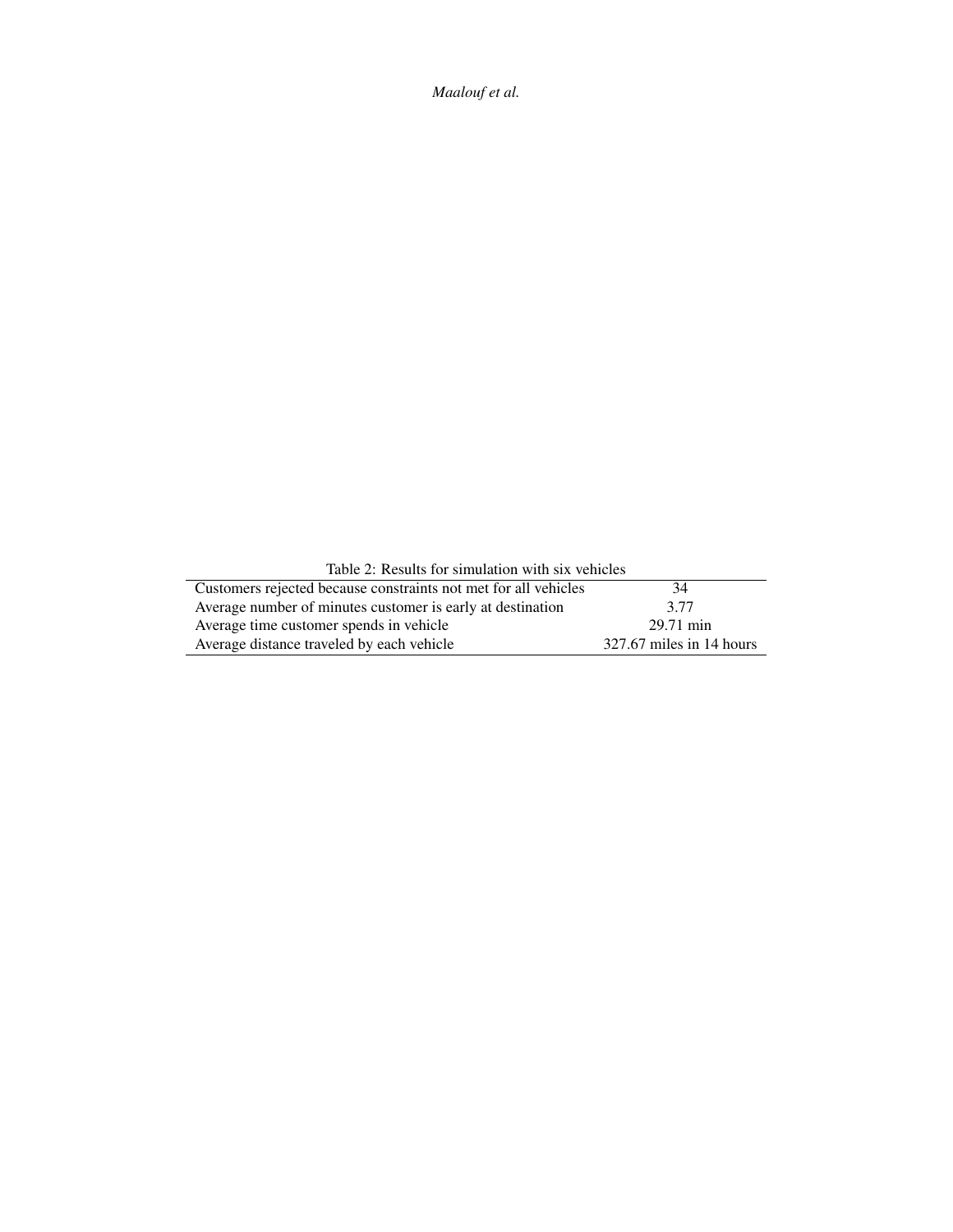Table 2: Results for simulation with six vehicles

| | |
|---|---|
| Customers rejected because constraints not met for all vehicles | 34 |
| Average number of minutes customer is early at destination | 3.77 |
| Average time customer spends in vehicle | 29.71 min |
| Average distance traveled by each vehicle | 327.67 miles in 14 hours |